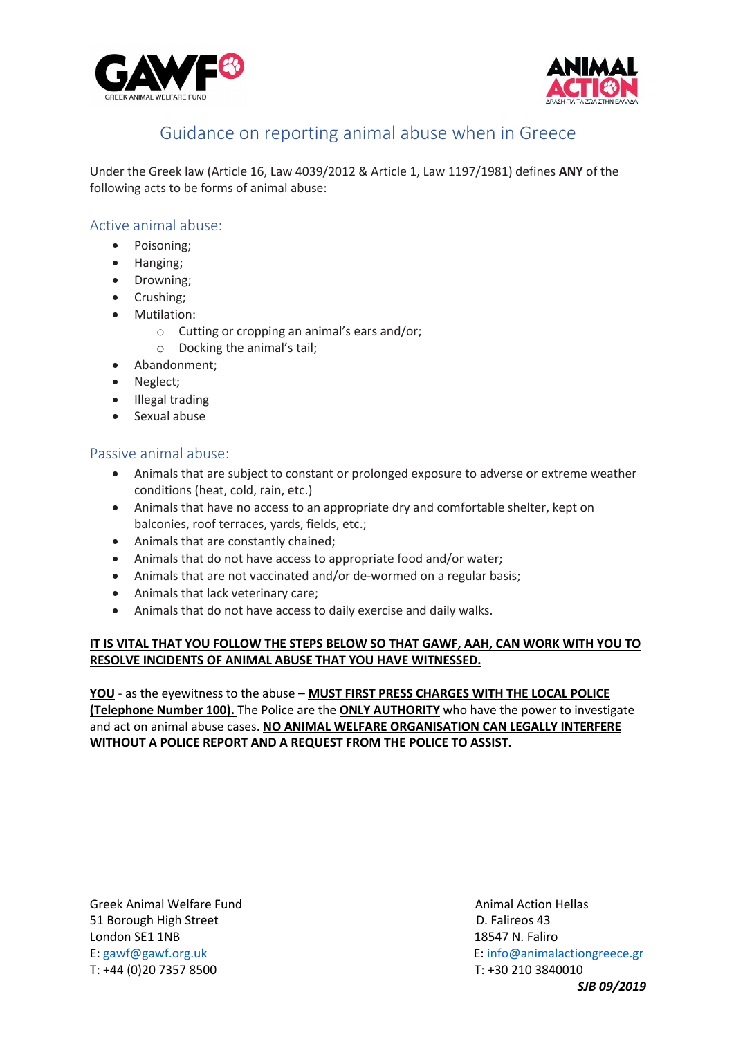# Guidance on reporting animal abuse when in Greece

Under the Greek law (Article 16, Law 4039/2012 & Article 1, Law 1197/1981) defines **ANY** of the following acts to be forms of animal abuse:

## Active animal abuse:

- Poisoning;
- Hanging;
- Drowning;
- Crushing;
- Mutilation:
  - Cutting or cropping an animal's ears and/or;
  - Docking the animal's tail;
- Abandonment;
- Neglect;
- Illegal trading
- Sexual abuse

## Passive animal abuse:

- Animals that are subject to constant or prolonged exposure to adverse or extreme weather conditions (heat, cold, rain, etc.)
- Animals that have no access to an appropriate dry and comfortable shelter, kept on balconies, roof terraces, yards, fields, etc.;
- Animals that are constantly chained;
- Animals that do not have access to appropriate food and/or water;
- Animals that are not vaccinated and/or de-wormed on a regular basis;
- Animals that lack veterinary care;
- Animals that do not have access to daily exercise and daily walks.

**IT IS VITAL THAT YOU FOLLOW THE STEPS BELOW SO THAT GAWF, AAH, CAN WORK WITH YOU TO RESOLVE INCIDENTS OF ANIMAL ABUSE THAT YOU HAVE WITNESSED.**

**YOU** - as the eyewitness to the abuse – **MUST FIRST PRESS CHARGES WITH THE LOCAL POLICE (Telephone Number 100).** The Police are the **ONLY AUTHORITY** who have the power to investigate and act on animal abuse cases. **NO ANIMAL WELFARE ORGANISATION CAN LEGALLY INTERFERE WITHOUT A POLICE REPORT AND A REQUEST FROM THE POLICE TO ASSIST.**

Greek Animal Welfare Fund
51 Borough High Street
London SE1 1NB
E: gawf@gawf.org.uk
T: +44 (0)20 7357 8500

Animal Action Hellas
D. Falireos 43
18547 N. Faliro
E: info@animalactiongreece.gr
T: +30 210 3840010

***SJB 09/2019***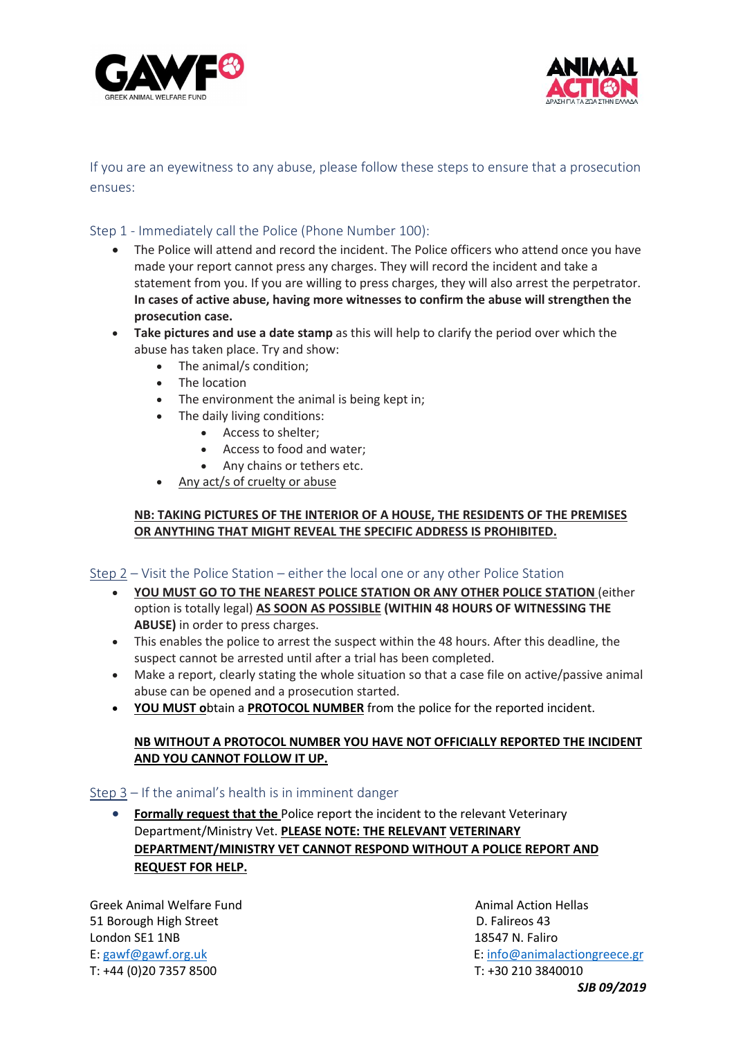GAWF
GREEK ANIMAL WELFARE FUND

ANIMAL ACTION
ΔΡΑΣΗ ΓΙΑ ΤΑ ΖΩΑ ΣΤΗΝ ΕΛΛΑΔΑ

If you are an eyewitness to any abuse, please follow these steps to ensure that a prosecution ensues:

## Step 1 - Immediately call the Police (Phone Number 100):

- The Police will attend and record the incident. The Police officers who attend once you have made your report cannot press any charges. They will record the incident and take a statement from you. If you are willing to press charges, they will also arrest the perpetrator. **In cases of active abuse, having more witnesses to confirm the abuse will strengthen the prosecution case.**
- **Take pictures and use a date stamp** as this will help to clarify the period over which the abuse has taken place. Try and show:
  - The animal/s condition;
  - The location
  - The environment the animal is being kept in;
  - The daily living conditions:
    - Access to shelter;
    - Access to food and water;
    - Any chains or tethers etc.
  - <u>Any act/s of cruelty or abuse</u>

**<u>NB: TAKING PICTURES OF THE INTERIOR OF A HOUSE, THE RESIDENTS OF THE PREMISES OR ANYTHING THAT MIGHT REVEAL THE SPECIFIC ADDRESS IS PROHIBITED.</u>**

## <u>Step 2</u> – Visit the Police Station – either the local one or any other Police Station

- **<u>YOU MUST GO TO THE NEAREST POLICE STATION OR ANY OTHER POLICE STATION</u>** (either option is totally legal) **<u>AS SOON AS POSSIBLE</u> (WITHIN 48 HOURS OF WITNESSING THE ABUSE)** in order to press charges.
- This enables the police to arrest the suspect within the 48 hours. After this deadline, the suspect cannot be arrested until after a trial has been completed.
- Make a report, clearly stating the whole situation so that a case file on active/passive animal abuse can be opened and a prosecution started.
- **<u>YOU MUST o</u>**btain a **<u>PROTOCOL NUMBER</u>** from the police for the reported incident.

**<u>NB WITHOUT A PROTOCOL NUMBER YOU HAVE NOT OFFICIALLY REPORTED THE INCIDENT AND YOU CANNOT FOLLOW IT UP.</u>**

## <u>Step 3</u> – If the animal's health is in imminent danger

- **<u>Formally request that the</u>** Police report the incident to the relevant Veterinary Department/Ministry Vet. **<u>PLEASE NOTE: THE RELEVANT VETERINARY DEPARTMENT/MINISTRY VET CANNOT RESPOND WITHOUT A POLICE REPORT AND REQUEST FOR HELP.</u>**

Greek Animal Welfare Fund
51 Borough High Street
London SE1 1NB
E: gawf@gawf.org.uk
T: +44 (0)20 7357 8500

Animal Action Hellas
D. Falireos 43
18547 N. Faliro
E: info@animalactiongreece.gr
T: +30 210 3840010

***SJB 09/2019***